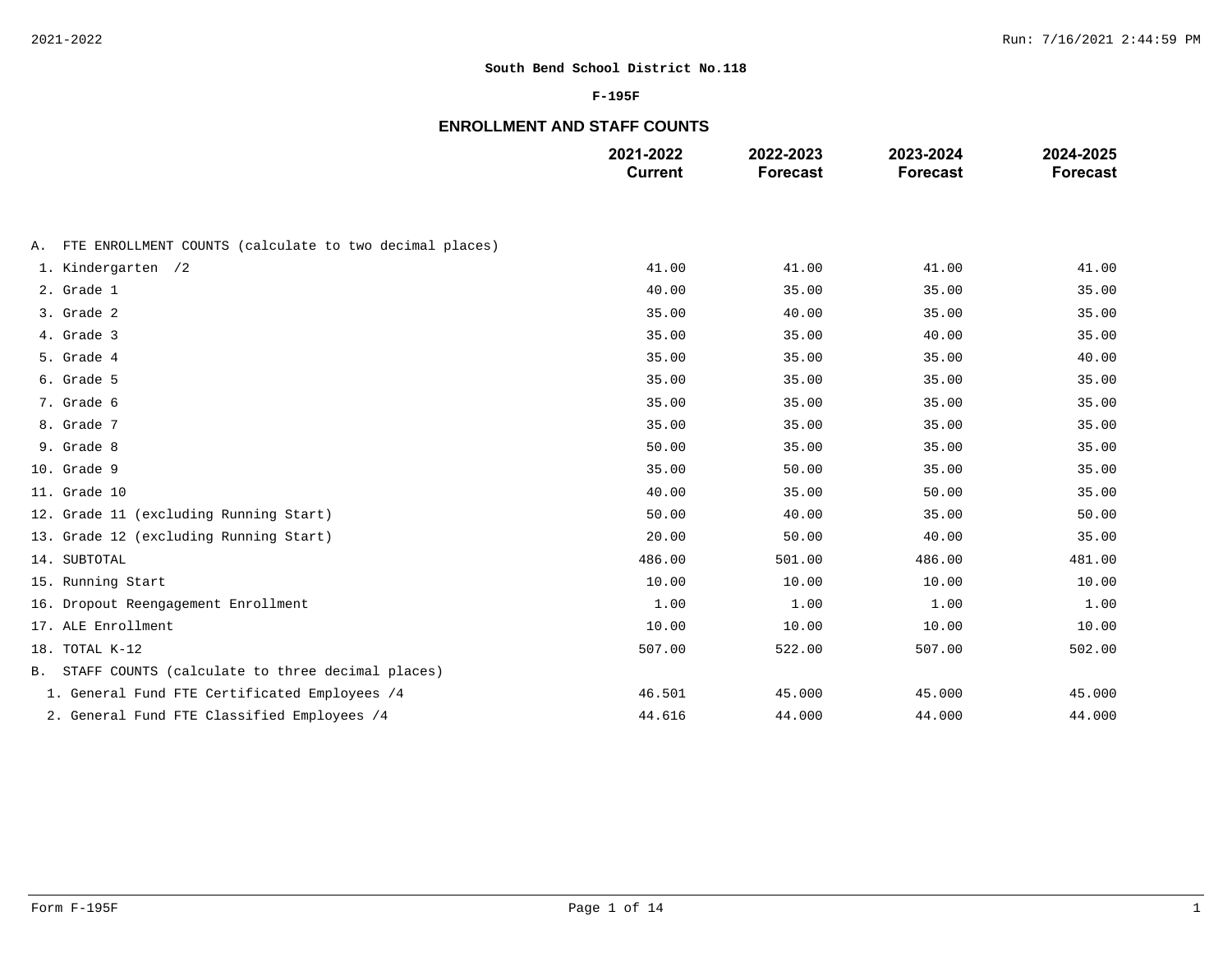**South Bend School District No.118**

**F-195F**

## ENROLLMENT AND STAFF COUNTS

| | 2021-2022 Current | 2022-2023 Forecast | 2023-2024 Forecast | 2024-2025 Forecast |
|---|---|---|---|---|
| A. FTE ENROLLMENT COUNTS (calculate to two decimal places) | | | | |
| 1. Kindergarten /2 | 41.00 | 41.00 | 41.00 | 41.00 |
| 2. Grade 1 | 40.00 | 35.00 | 35.00 | 35.00 |
| 3. Grade 2 | 35.00 | 40.00 | 35.00 | 35.00 |
| 4. Grade 3 | 35.00 | 35.00 | 40.00 | 35.00 |
| 5. Grade 4 | 35.00 | 35.00 | 35.00 | 40.00 |
| 6. Grade 5 | 35.00 | 35.00 | 35.00 | 35.00 |
| 7. Grade 6 | 35.00 | 35.00 | 35.00 | 35.00 |
| 8. Grade 7 | 35.00 | 35.00 | 35.00 | 35.00 |
| 9. Grade 8 | 50.00 | 35.00 | 35.00 | 35.00 |
| 10. Grade 9 | 35.00 | 50.00 | 35.00 | 35.00 |
| 11. Grade 10 | 40.00 | 35.00 | 50.00 | 35.00 |
| 12. Grade 11 (excluding Running Start) | 50.00 | 40.00 | 35.00 | 50.00 |
| 13. Grade 12 (excluding Running Start) | 20.00 | 50.00 | 40.00 | 35.00 |
| 14. SUBTOTAL | 486.00 | 501.00 | 486.00 | 481.00 |
| 15. Running Start | 10.00 | 10.00 | 10.00 | 10.00 |
| 16. Dropout Reengagement Enrollment | 1.00 | 1.00 | 1.00 | 1.00 |
| 17. ALE Enrollment | 10.00 | 10.00 | 10.00 | 10.00 |
| 18. TOTAL K-12 | 507.00 | 522.00 | 507.00 | 502.00 |
| B. STAFF COUNTS (calculate to three decimal places) | | | | |
| 1. General Fund FTE Certificated Employees /4 | 46.501 | 45.000 | 45.000 | 45.000 |
| 2. General Fund FTE Classified Employees /4 | 44.616 | 44.000 | 44.000 | 44.000 |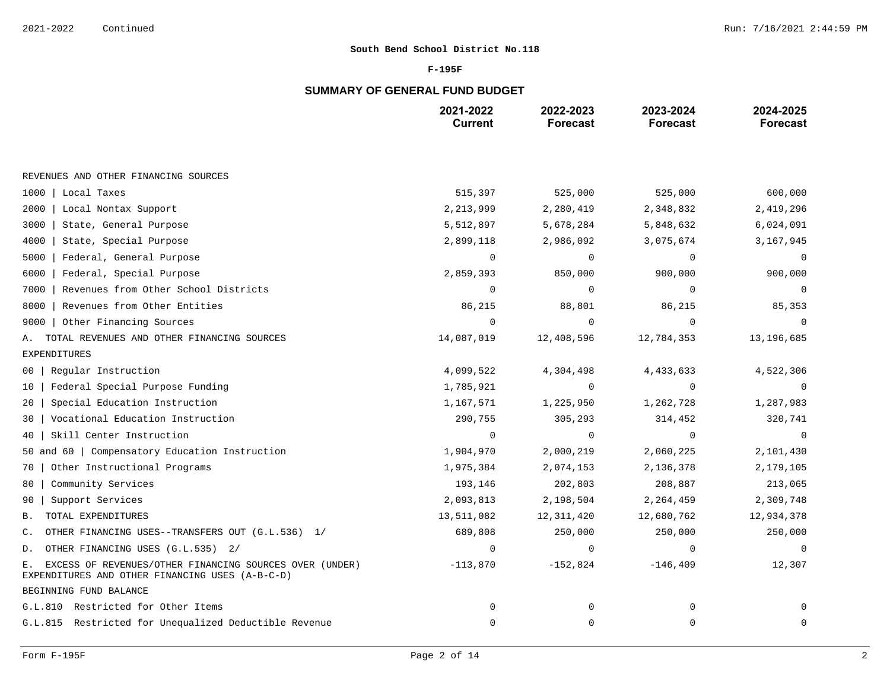**South Bend School District No.118**

**F-195F**

## SUMMARY OF GENERAL FUND BUDGET

| | 2021-2022 Current | 2022-2023 Forecast | 2023-2024 Forecast | 2024-2025 Forecast |
|---|---|---|---|---|
| REVENUES AND OTHER FINANCING SOURCES | | | | |
| 1000 \| Local Taxes | 515,397 | 525,000 | 525,000 | 600,000 |
| 2000 \| Local Nontax Support | 2,213,999 | 2,280,419 | 2,348,832 | 2,419,296 |
| 3000 \| State, General Purpose | 5,512,897 | 5,678,284 | 5,848,632 | 6,024,091 |
| 4000 \| State, Special Purpose | 2,899,118 | 2,986,092 | 3,075,674 | 3,167,945 |
| 5000 \| Federal, General Purpose | 0 | 0 | 0 | 0 |
| 6000 \| Federal, Special Purpose | 2,859,393 | 850,000 | 900,000 | 900,000 |
| 7000 \| Revenues from Other School Districts | 0 | 0 | 0 | 0 |
| 8000 \| Revenues from Other Entities | 86,215 | 88,801 | 86,215 | 85,353 |
| 9000 \| Other Financing Sources | 0 | 0 | 0 | 0 |
| A. TOTAL REVENUES AND OTHER FINANCING SOURCES | 14,087,019 | 12,408,596 | 12,784,353 | 13,196,685 |
| EXPENDITURES | | | | |
| 00 \| Regular Instruction | 4,099,522 | 4,304,498 | 4,433,633 | 4,522,306 |
| 10 \| Federal Special Purpose Funding | 1,785,921 | 0 | 0 | 0 |
| 20 \| Special Education Instruction | 1,167,571 | 1,225,950 | 1,262,728 | 1,287,983 |
| 30 \| Vocational Education Instruction | 290,755 | 305,293 | 314,452 | 320,741 |
| 40 \| Skill Center Instruction | 0 | 0 | 0 | 0 |
| 50 and 60 \| Compensatory Education Instruction | 1,904,970 | 2,000,219 | 2,060,225 | 2,101,430 |
| 70 \| Other Instructional Programs | 1,975,384 | 2,074,153 | 2,136,378 | 2,179,105 |
| 80 \| Community Services | 193,146 | 202,803 | 208,887 | 213,065 |
| 90 \| Support Services | 2,093,813 | 2,198,504 | 2,264,459 | 2,309,748 |
| B. TOTAL EXPENDITURES | 13,511,082 | 12,311,420 | 12,680,762 | 12,934,378 |
| C. OTHER FINANCING USES--TRANSFERS OUT (G.L.536) 1/ | 689,808 | 250,000 | 250,000 | 250,000 |
| D. OTHER FINANCING USES (G.L.535) 2/ | 0 | 0 | 0 | 0 |
| E. EXCESS OF REVENUES/OTHER FINANCING SOURCES OVER (UNDER) EXPENDITURES AND OTHER FINANCING USES (A-B-C-D) | -113,870 | -152,824 | -146,409 | 12,307 |
| BEGINNING FUND BALANCE | | | | |
| G.L.810 Restricted for Other Items | 0 | 0 | 0 | 0 |
| G.L.815 Restricted for Unequalized Deductible Revenue | 0 | 0 | 0 | 0 |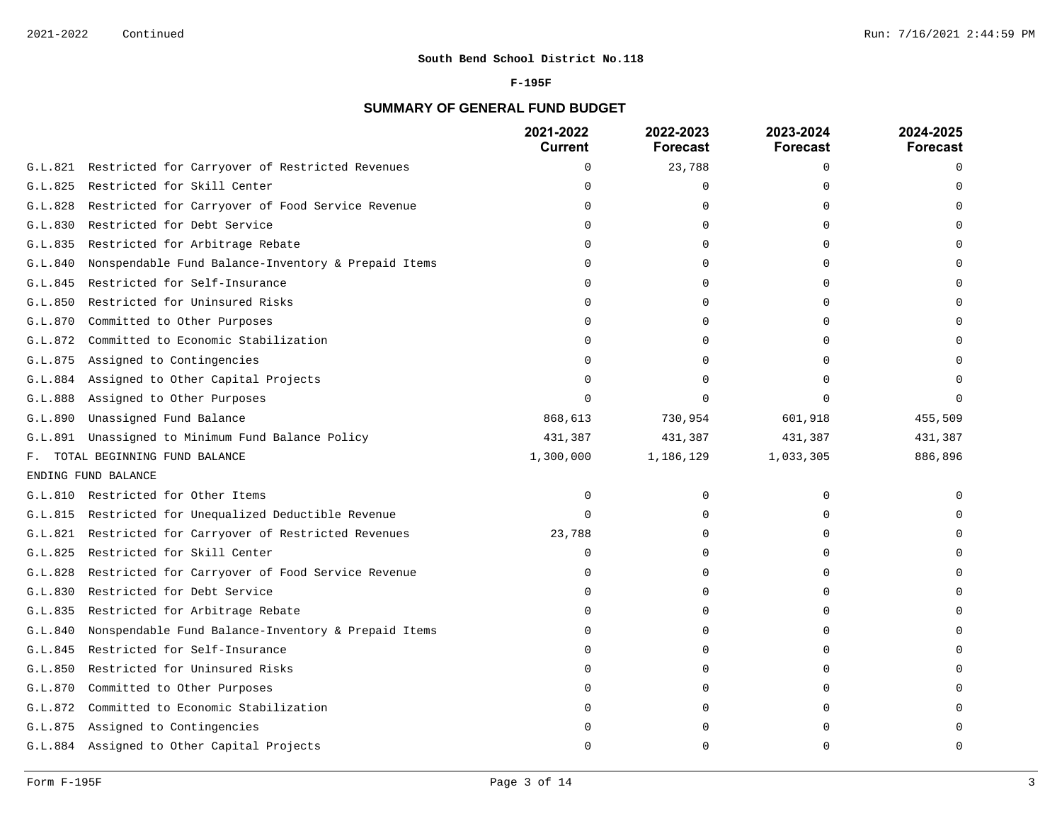**South Bend School District No.118**

**F-195F**

## SUMMARY OF GENERAL FUND BUDGET

| | 2021-2022 Current | 2022-2023 Forecast | 2023-2024 Forecast | 2024-2025 Forecast |
|---|---|---|---|---|
| G.L.821 Restricted for Carryover of Restricted Revenues | 0 | 23,788 | 0 | 0 |
| G.L.825 Restricted for Skill Center | 0 | 0 | 0 | 0 |
| G.L.828 Restricted for Carryover of Food Service Revenue | 0 | 0 | 0 | 0 |
| G.L.830 Restricted for Debt Service | 0 | 0 | 0 | 0 |
| G.L.835 Restricted for Arbitrage Rebate | 0 | 0 | 0 | 0 |
| G.L.840 Nonspendable Fund Balance-Inventory & Prepaid Items | 0 | 0 | 0 | 0 |
| G.L.845 Restricted for Self-Insurance | 0 | 0 | 0 | 0 |
| G.L.850 Restricted for Uninsured Risks | 0 | 0 | 0 | 0 |
| G.L.870 Committed to Other Purposes | 0 | 0 | 0 | 0 |
| G.L.872 Committed to Economic Stabilization | 0 | 0 | 0 | 0 |
| G.L.875 Assigned to Contingencies | 0 | 0 | 0 | 0 |
| G.L.884 Assigned to Other Capital Projects | 0 | 0 | 0 | 0 |
| G.L.888 Assigned to Other Purposes | 0 | 0 | 0 | 0 |
| G.L.890 Unassigned Fund Balance | 868,613 | 730,954 | 601,918 | 455,509 |
| G.L.891 Unassigned to Minimum Fund Balance Policy | 431,387 | 431,387 | 431,387 | 431,387 |
| F. TOTAL BEGINNING FUND BALANCE | 1,300,000 | 1,186,129 | 1,033,305 | 886,896 |
| ENDING FUND BALANCE | | | | |
| G.L.810 Restricted for Other Items | 0 | 0 | 0 | 0 |
| G.L.815 Restricted for Unequalized Deductible Revenue | 0 | 0 | 0 | 0 |
| G.L.821 Restricted for Carryover of Restricted Revenues | 23,788 | 0 | 0 | 0 |
| G.L.825 Restricted for Skill Center | 0 | 0 | 0 | 0 |
| G.L.828 Restricted for Carryover of Food Service Revenue | 0 | 0 | 0 | 0 |
| G.L.830 Restricted for Debt Service | 0 | 0 | 0 | 0 |
| G.L.835 Restricted for Arbitrage Rebate | 0 | 0 | 0 | 0 |
| G.L.840 Nonspendable Fund Balance-Inventory & Prepaid Items | 0 | 0 | 0 | 0 |
| G.L.845 Restricted for Self-Insurance | 0 | 0 | 0 | 0 |
| G.L.850 Restricted for Uninsured Risks | 0 | 0 | 0 | 0 |
| G.L.870 Committed to Other Purposes | 0 | 0 | 0 | 0 |
| G.L.872 Committed to Economic Stabilization | 0 | 0 | 0 | 0 |
| G.L.875 Assigned to Contingencies | 0 | 0 | 0 | 0 |
| G.L.884 Assigned to Other Capital Projects | 0 | 0 | 0 | 0 |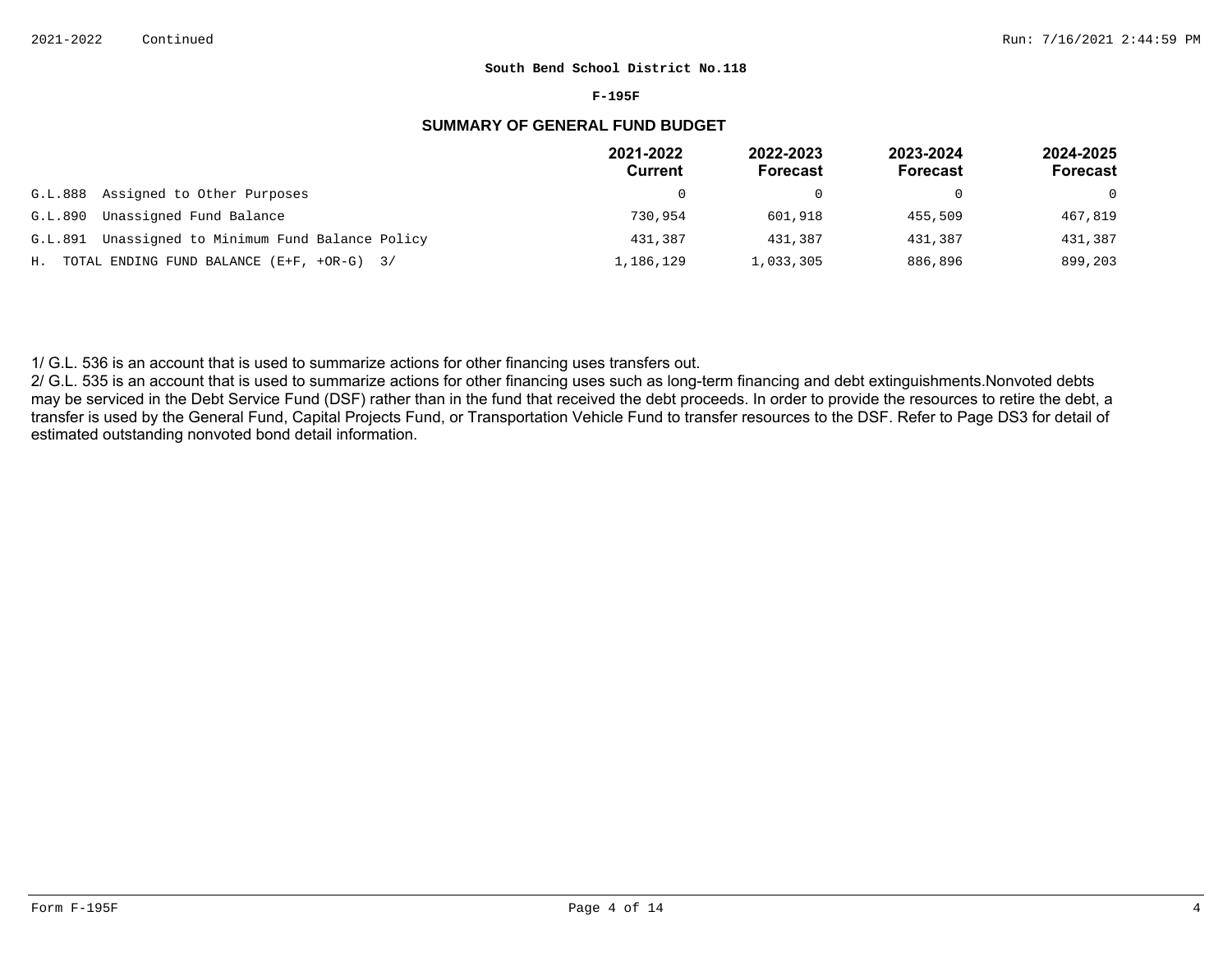**South Bend School District No.118**

**F-195F**

## SUMMARY OF GENERAL FUND BUDGET

| | 2021-2022 Current | 2022-2023 Forecast | 2023-2024 Forecast | 2024-2025 Forecast |
|---|---|---|---|---|
| G.L.888 Assigned to Other Purposes | 0 | 0 | 0 | 0 |
| G.L.890 Unassigned Fund Balance | 730,954 | 601,918 | 455,509 | 467,819 |
| G.L.891 Unassigned to Minimum Fund Balance Policy | 431,387 | 431,387 | 431,387 | 431,387 |
| H. TOTAL ENDING FUND BALANCE (E+F, +OR-G) 3/ | 1,186,129 | 1,033,305 | 886,896 | 899,203 |

1/ G.L. 536 is an account that is used to summarize actions for other financing uses transfers out.

2/ G.L. 535 is an account that is used to summarize actions for other financing uses such as long-term financing and debt extinguishments.Nonvoted debts may be serviced in the Debt Service Fund (DSF) rather than in the fund that received the debt proceeds. In order to provide the resources to retire the debt, a transfer is used by the General Fund, Capital Projects Fund, or Transportation Vehicle Fund to transfer resources to the DSF. Refer to Page DS3 for detail of estimated outstanding nonvoted bond detail information.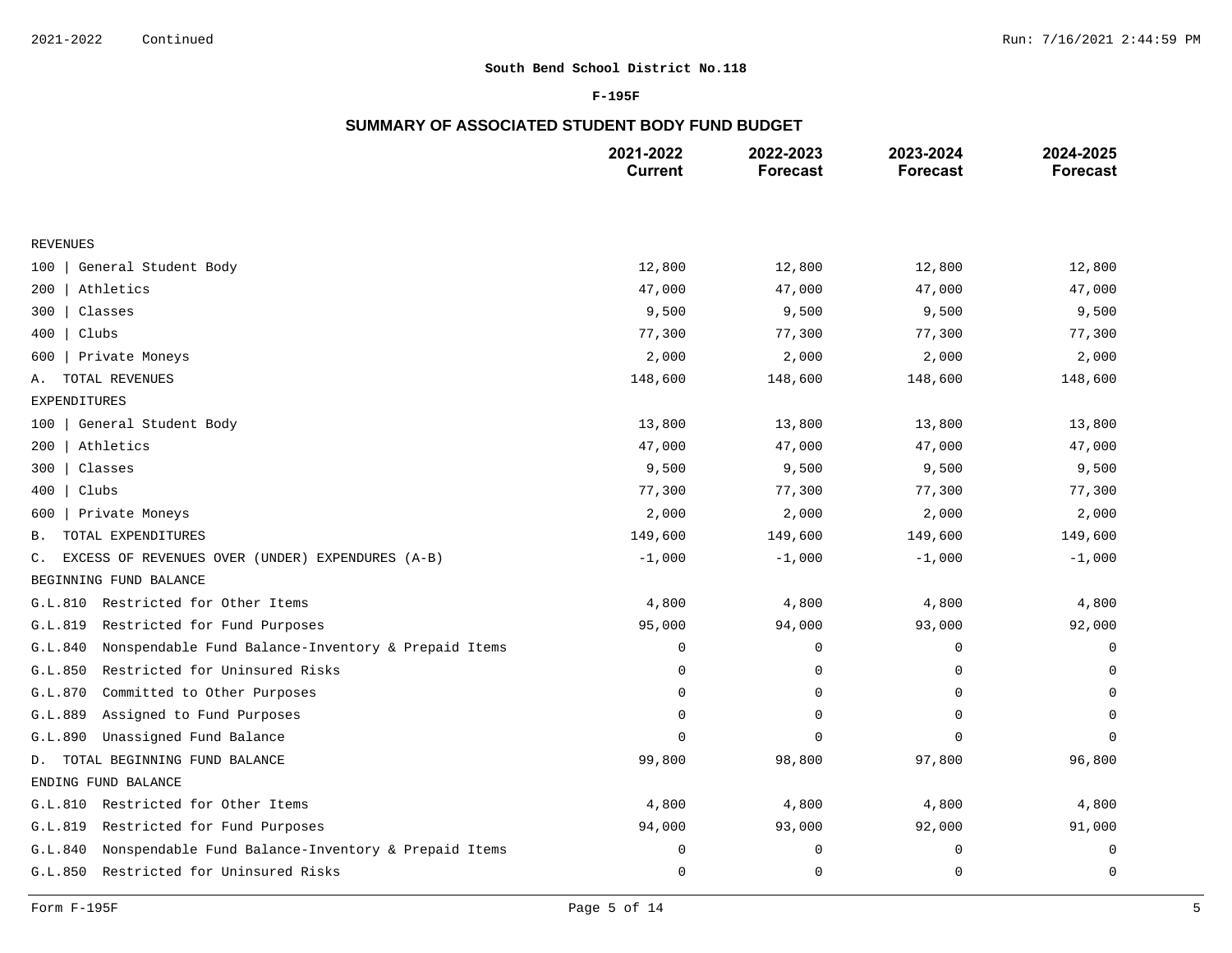South Bend School District No.118

F-195F

## SUMMARY OF ASSOCIATED STUDENT BODY FUND BUDGET

| | 2021-2022 Current | 2022-2023 Forecast | 2023-2024 Forecast | 2024-2025 Forecast |
|---|---|---|---|---|
| REVENUES | | | | |
| 100 \| General Student Body | 12,800 | 12,800 | 12,800 | 12,800 |
| 200 \| Athletics | 47,000 | 47,000 | 47,000 | 47,000 |
| 300 \| Classes | 9,500 | 9,500 | 9,500 | 9,500 |
| 400 \| Clubs | 77,300 | 77,300 | 77,300 | 77,300 |
| 600 \| Private Moneys | 2,000 | 2,000 | 2,000 | 2,000 |
| A. TOTAL REVENUES | 148,600 | 148,600 | 148,600 | 148,600 |
| EXPENDITURES | | | | |
| 100 \| General Student Body | 13,800 | 13,800 | 13,800 | 13,800 |
| 200 \| Athletics | 47,000 | 47,000 | 47,000 | 47,000 |
| 300 \| Classes | 9,500 | 9,500 | 9,500 | 9,500 |
| 400 \| Clubs | 77,300 | 77,300 | 77,300 | 77,300 |
| 600 \| Private Moneys | 2,000 | 2,000 | 2,000 | 2,000 |
| B. TOTAL EXPENDITURES | 149,600 | 149,600 | 149,600 | 149,600 |
| C. EXCESS OF REVENUES OVER (UNDER) EXPENDURES (A-B) | -1,000 | -1,000 | -1,000 | -1,000 |
| BEGINNING FUND BALANCE | | | | |
| G.L.810 Restricted for Other Items | 4,800 | 4,800 | 4,800 | 4,800 |
| G.L.819 Restricted for Fund Purposes | 95,000 | 94,000 | 93,000 | 92,000 |
| G.L.840 Nonspendable Fund Balance-Inventory & Prepaid Items | 0 | 0 | 0 | 0 |
| G.L.850 Restricted for Uninsured Risks | 0 | 0 | 0 | 0 |
| G.L.870 Committed to Other Purposes | 0 | 0 | 0 | 0 |
| G.L.889 Assigned to Fund Purposes | 0 | 0 | 0 | 0 |
| G.L.890 Unassigned Fund Balance | 0 | 0 | 0 | 0 |
| D. TOTAL BEGINNING FUND BALANCE | 99,800 | 98,800 | 97,800 | 96,800 |
| ENDING FUND BALANCE | | | | |
| G.L.810 Restricted for Other Items | 4,800 | 4,800 | 4,800 | 4,800 |
| G.L.819 Restricted for Fund Purposes | 94,000 | 93,000 | 92,000 | 91,000 |
| G.L.840 Nonspendable Fund Balance-Inventory & Prepaid Items | 0 | 0 | 0 | 0 |
| G.L.850 Restricted for Uninsured Risks | 0 | 0 | 0 | 0 |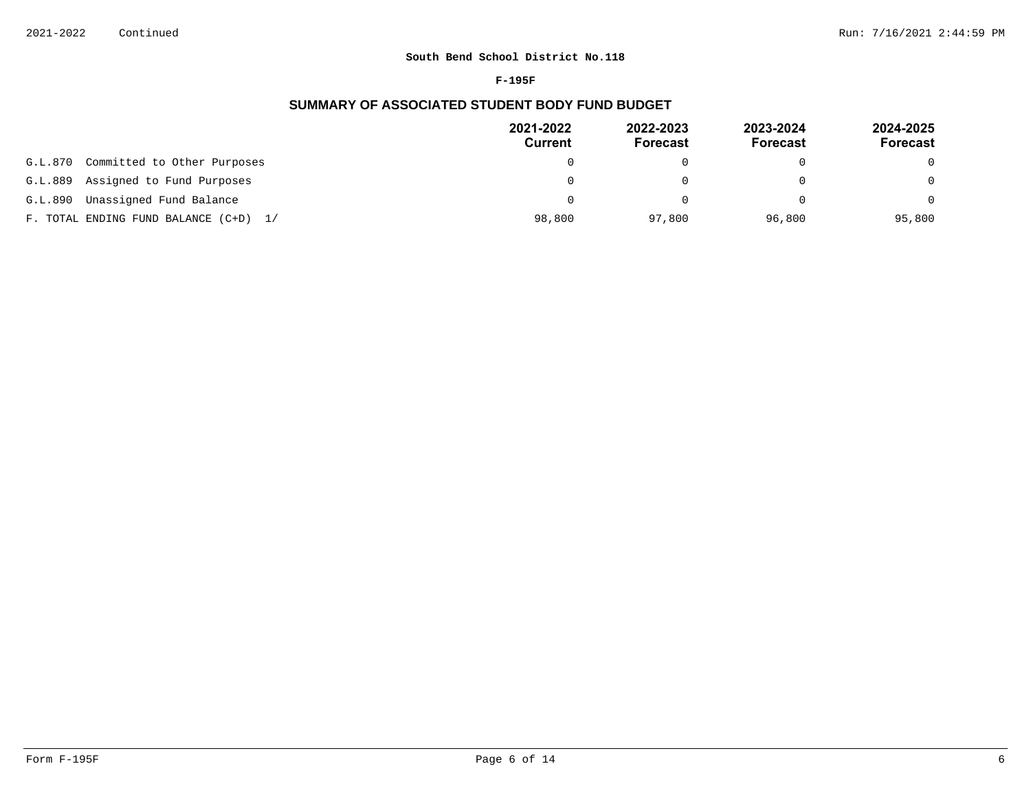**South Bend School District No.118**

**F-195F**

## SUMMARY OF ASSOCIATED STUDENT BODY FUND BUDGET

| | 2021-2022 Current | 2022-2023 Forecast | 2023-2024 Forecast | 2024-2025 Forecast |
|---|---|---|---|---|
| G.L.870 Committed to Other Purposes | 0 | 0 | 0 | 0 |
| G.L.889 Assigned to Fund Purposes | 0 | 0 | 0 | 0 |
| G.L.890 Unassigned Fund Balance | 0 | 0 | 0 | 0 |
| F. TOTAL ENDING FUND BALANCE (C+D) 1/ | 98,800 | 97,800 | 96,800 | 95,800 |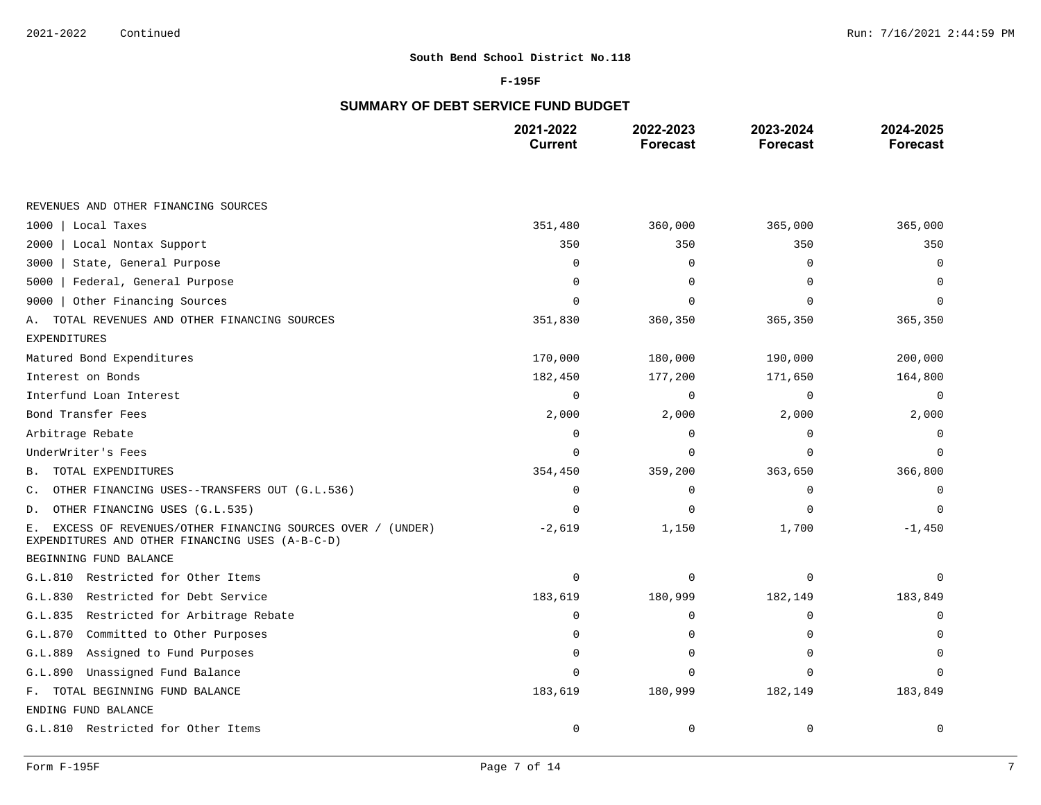**South Bend School District No.118**

**F-195F**

## SUMMARY OF DEBT SERVICE FUND BUDGET

| | 2021-2022 Current | 2022-2023 Forecast | 2023-2024 Forecast | 2024-2025 Forecast |
|---|---|---|---|---|
| REVENUES AND OTHER FINANCING SOURCES | | | | |
| 1000 \| Local Taxes | 351,480 | 360,000 | 365,000 | 365,000 |
| 2000 \| Local Nontax Support | 350 | 350 | 350 | 350 |
| 3000 \| State, General Purpose | 0 | 0 | 0 | 0 |
| 5000 \| Federal, General Purpose | 0 | 0 | 0 | 0 |
| 9000 \| Other Financing Sources | 0 | 0 | 0 | 0 |
| A. TOTAL REVENUES AND OTHER FINANCING SOURCES | 351,830 | 360,350 | 365,350 | 365,350 |
| EXPENDITURES | | | | |
| Matured Bond Expenditures | 170,000 | 180,000 | 190,000 | 200,000 |
| Interest on Bonds | 182,450 | 177,200 | 171,650 | 164,800 |
| Interfund Loan Interest | 0 | 0 | 0 | 0 |
| Bond Transfer Fees | 2,000 | 2,000 | 2,000 | 2,000 |
| Arbitrage Rebate | 0 | 0 | 0 | 0 |
| UnderWriter's Fees | 0 | 0 | 0 | 0 |
| B. TOTAL EXPENDITURES | 354,450 | 359,200 | 363,650 | 366,800 |
| C. OTHER FINANCING USES--TRANSFERS OUT (G.L.536) | 0 | 0 | 0 | 0 |
| D. OTHER FINANCING USES (G.L.535) | 0 | 0 | 0 | 0 |
| E. EXCESS OF REVENUES/OTHER FINANCING SOURCES OVER / (UNDER) EXPENDITURES AND OTHER FINANCING USES (A-B-C-D) | -2,619 | 1,150 | 1,700 | -1,450 |
| BEGINNING FUND BALANCE | | | | |
| G.L.810 Restricted for Other Items | 0 | 0 | 0 | 0 |
| G.L.830 Restricted for Debt Service | 183,619 | 180,999 | 182,149 | 183,849 |
| G.L.835 Restricted for Arbitrage Rebate | 0 | 0 | 0 | 0 |
| G.L.870 Committed to Other Purposes | 0 | 0 | 0 | 0 |
| G.L.889 Assigned to Fund Purposes | 0 | 0 | 0 | 0 |
| G.L.890 Unassigned Fund Balance | 0 | 0 | 0 | 0 |
| F. TOTAL BEGINNING FUND BALANCE | 183,619 | 180,999 | 182,149 | 183,849 |
| ENDING FUND BALANCE | | | | |
| G.L.810 Restricted for Other Items | 0 | 0 | 0 | 0 |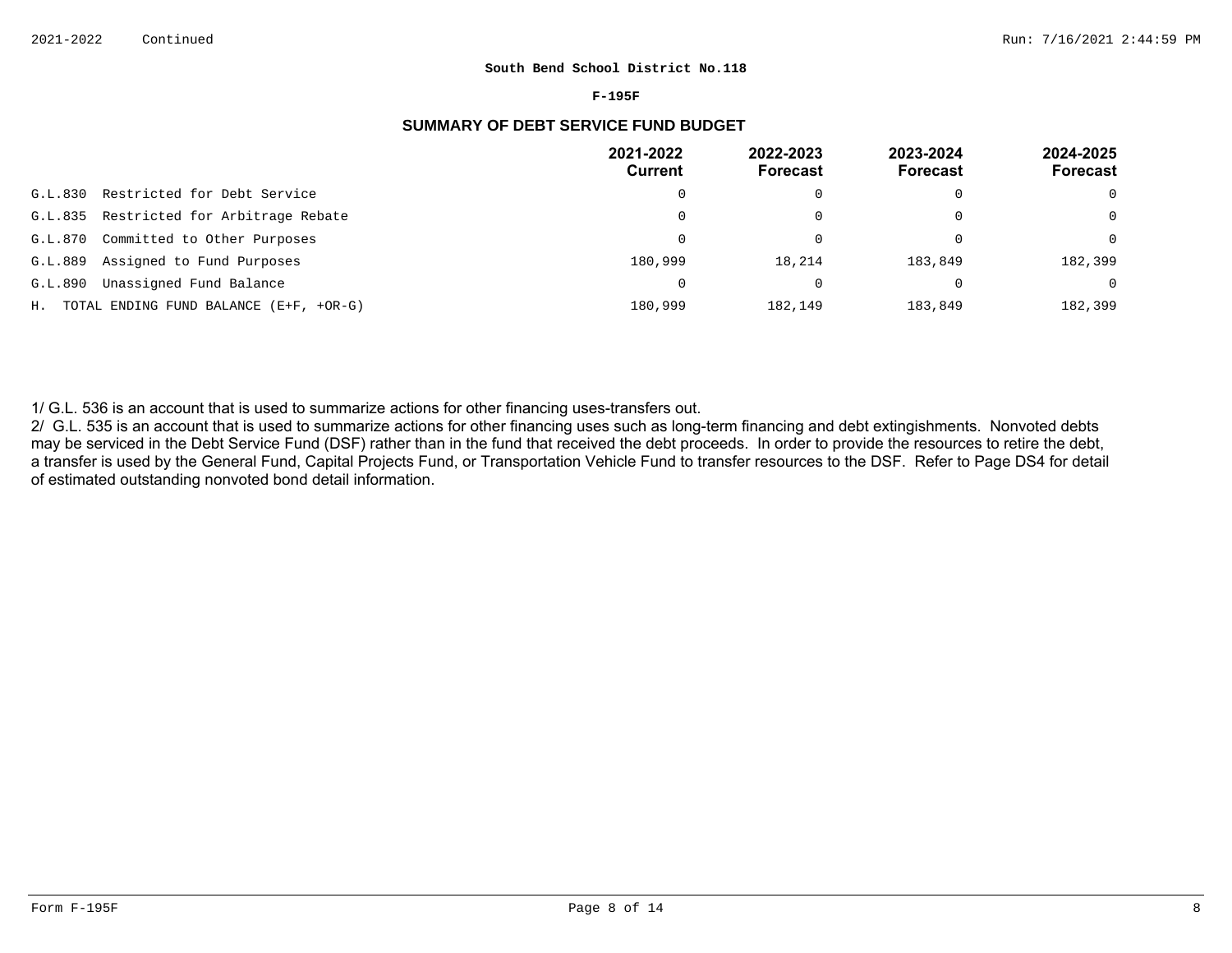South Bend School District No.118

F-195F

## SUMMARY OF DEBT SERVICE FUND BUDGET

| | 2021-2022 Current | 2022-2023 Forecast | 2023-2024 Forecast | 2024-2025 Forecast |
|---|---|---|---|---|
| G.L.830 Restricted for Debt Service | 0 | 0 | 0 | 0 |
| G.L.835 Restricted for Arbitrage Rebate | 0 | 0 | 0 | 0 |
| G.L.870 Committed to Other Purposes | 0 | 0 | 0 | 0 |
| G.L.889 Assigned to Fund Purposes | 180,999 | 18,214 | 183,849 | 182,399 |
| G.L.890 Unassigned Fund Balance | 0 | 0 | 0 | 0 |
| H. TOTAL ENDING FUND BALANCE (E+F, +OR-G) | 180,999 | 182,149 | 183,849 | 182,399 |

1/ G.L. 536 is an account that is used to summarize actions for other financing uses-transfers out.

2/ G.L. 535 is an account that is used to summarize actions for other financing uses such as long-term financing and debt extingishments. Nonvoted debts may be serviced in the Debt Service Fund (DSF) rather than in the fund that received the debt proceeds. In order to provide the resources to retire the debt, a transfer is used by the General Fund, Capital Projects Fund, or Transportation Vehicle Fund to transfer resources to the DSF. Refer to Page DS4 for detail of estimated outstanding nonvoted bond detail information.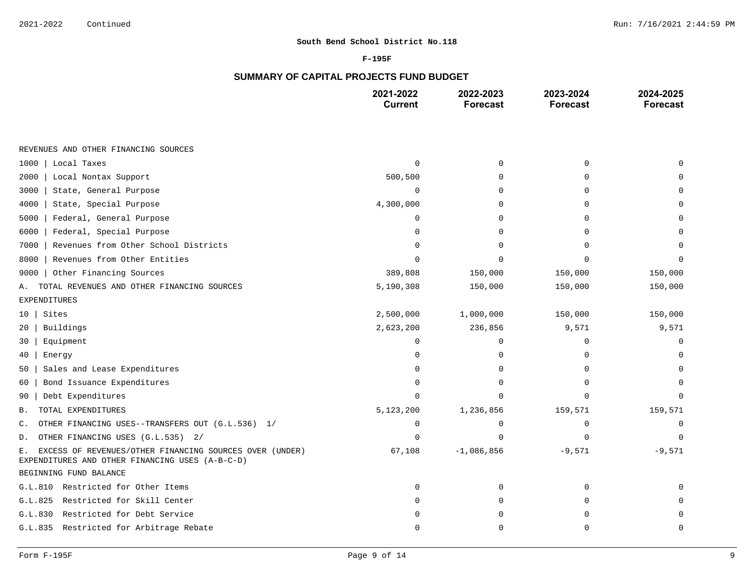**South Bend School District No.118**

**F-195F**

## SUMMARY OF CAPITAL PROJECTS FUND BUDGET

| | 2021-2022 Current | 2022-2023 Forecast | 2023-2024 Forecast | 2024-2025 Forecast |
|---|---|---|---|---|
| REVENUES AND OTHER FINANCING SOURCES | | | | |
| 1000 \| Local Taxes | 0 | 0 | 0 | 0 |
| 2000 \| Local Nontax Support | 500,500 | 0 | 0 | 0 |
| 3000 \| State, General Purpose | 0 | 0 | 0 | 0 |
| 4000 \| State, Special Purpose | 4,300,000 | 0 | 0 | 0 |
| 5000 \| Federal, General Purpose | 0 | 0 | 0 | 0 |
| 6000 \| Federal, Special Purpose | 0 | 0 | 0 | 0 |
| 7000 \| Revenues from Other School Districts | 0 | 0 | 0 | 0 |
| 8000 \| Revenues from Other Entities | 0 | 0 | 0 | 0 |
| 9000 \| Other Financing Sources | 389,808 | 150,000 | 150,000 | 150,000 |
| A. TOTAL REVENUES AND OTHER FINANCING SOURCES | 5,190,308 | 150,000 | 150,000 | 150,000 |
| EXPENDITURES | | | | |
| 10 \| Sites | 2,500,000 | 1,000,000 | 150,000 | 150,000 |
| 20 \| Buildings | 2,623,200 | 236,856 | 9,571 | 9,571 |
| 30 \| Equipment | 0 | 0 | 0 | 0 |
| 40 \| Energy | 0 | 0 | 0 | 0 |
| 50 \| Sales and Lease Expenditures | 0 | 0 | 0 | 0 |
| 60 \| Bond Issuance Expenditures | 0 | 0 | 0 | 0 |
| 90 \| Debt Expenditures | 0 | 0 | 0 | 0 |
| B. TOTAL EXPENDITURES | 5,123,200 | 1,236,856 | 159,571 | 159,571 |
| C. OTHER FINANCING USES--TRANSFERS OUT (G.L.536) 1/ | 0 | 0 | 0 | 0 |
| D. OTHER FINANCING USES (G.L.535) 2/ | 0 | 0 | 0 | 0 |
| E. EXCESS OF REVENUES/OTHER FINANCING SOURCES OVER (UNDER) EXPENDITURES AND OTHER FINANCING USES (A-B-C-D) | 67,108 | -1,086,856 | -9,571 | -9,571 |
| BEGINNING FUND BALANCE | | | | |
| G.L.810 Restricted for Other Items | 0 | 0 | 0 | 0 |
| G.L.825 Restricted for Skill Center | 0 | 0 | 0 | 0 |
| G.L.830 Restricted for Debt Service | 0 | 0 | 0 | 0 |
| G.L.835 Restricted for Arbitrage Rebate | 0 | 0 | 0 | 0 |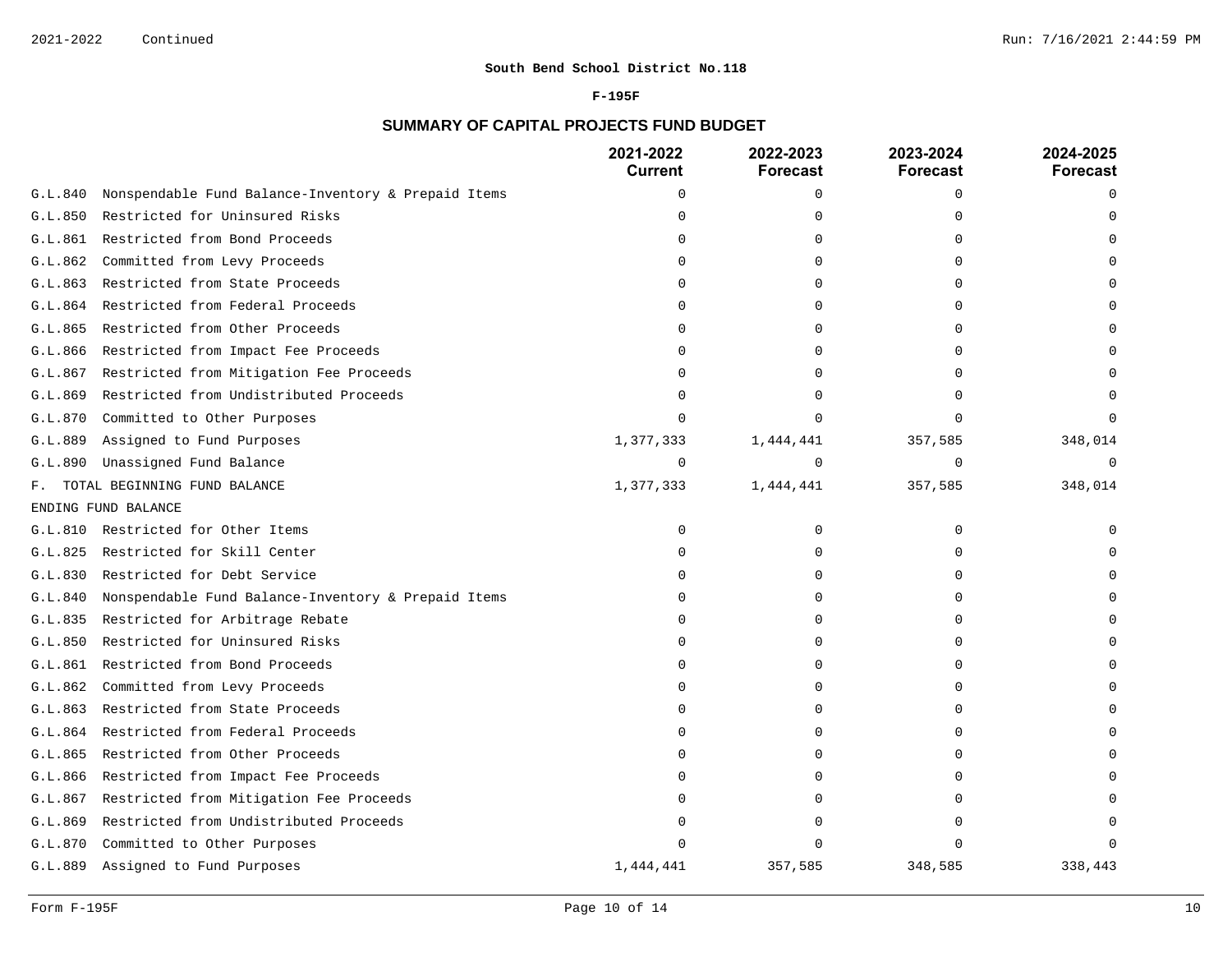**South Bend School District No.118**

**F-195F**

## SUMMARY OF CAPITAL PROJECTS FUND BUDGET

| | 2021-2022 Current | 2022-2023 Forecast | 2023-2024 Forecast | 2024-2025 Forecast |
|---|---|---|---|---|
| G.L.840 Nonspendable Fund Balance-Inventory & Prepaid Items | 0 | 0 | 0 | 0 |
| G.L.850 Restricted for Uninsured Risks | 0 | 0 | 0 | 0 |
| G.L.861 Restricted from Bond Proceeds | 0 | 0 | 0 | 0 |
| G.L.862 Committed from Levy Proceeds | 0 | 0 | 0 | 0 |
| G.L.863 Restricted from State Proceeds | 0 | 0 | 0 | 0 |
| G.L.864 Restricted from Federal Proceeds | 0 | 0 | 0 | 0 |
| G.L.865 Restricted from Other Proceeds | 0 | 0 | 0 | 0 |
| G.L.866 Restricted from Impact Fee Proceeds | 0 | 0 | 0 | 0 |
| G.L.867 Restricted from Mitigation Fee Proceeds | 0 | 0 | 0 | 0 |
| G.L.869 Restricted from Undistributed Proceeds | 0 | 0 | 0 | 0 |
| G.L.870 Committed to Other Purposes | 0 | 0 | 0 | 0 |
| G.L.889 Assigned to Fund Purposes | 1,377,333 | 1,444,441 | 357,585 | 348,014 |
| G.L.890 Unassigned Fund Balance | 0 | 0 | 0 | 0 |
| F. TOTAL BEGINNING FUND BALANCE | 1,377,333 | 1,444,441 | 357,585 | 348,014 |
| ENDING FUND BALANCE | | | | |
| G.L.810 Restricted for Other Items | 0 | 0 | 0 | 0 |
| G.L.825 Restricted for Skill Center | 0 | 0 | 0 | 0 |
| G.L.830 Restricted for Debt Service | 0 | 0 | 0 | 0 |
| G.L.840 Nonspendable Fund Balance-Inventory & Prepaid Items | 0 | 0 | 0 | 0 |
| G.L.835 Restricted for Arbitrage Rebate | 0 | 0 | 0 | 0 |
| G.L.850 Restricted for Uninsured Risks | 0 | 0 | 0 | 0 |
| G.L.861 Restricted from Bond Proceeds | 0 | 0 | 0 | 0 |
| G.L.862 Committed from Levy Proceeds | 0 | 0 | 0 | 0 |
| G.L.863 Restricted from State Proceeds | 0 | 0 | 0 | 0 |
| G.L.864 Restricted from Federal Proceeds | 0 | 0 | 0 | 0 |
| G.L.865 Restricted from Other Proceeds | 0 | 0 | 0 | 0 |
| G.L.866 Restricted from Impact Fee Proceeds | 0 | 0 | 0 | 0 |
| G.L.867 Restricted from Mitigation Fee Proceeds | 0 | 0 | 0 | 0 |
| G.L.869 Restricted from Undistributed Proceeds | 0 | 0 | 0 | 0 |
| G.L.870 Committed to Other Purposes | 0 | 0 | 0 | 0 |
| G.L.889 Assigned to Fund Purposes | 1,444,441 | 357,585 | 348,585 | 338,443 |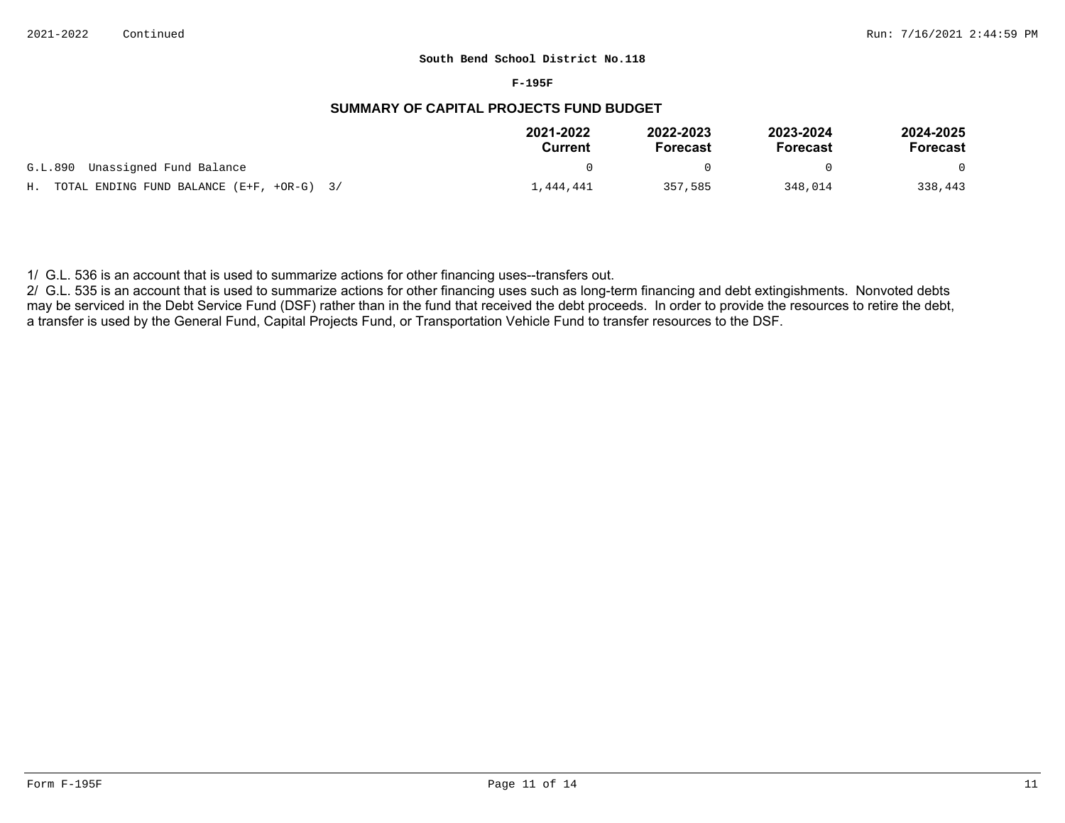**South Bend School District No.118**

**F-195F**

## SUMMARY OF CAPITAL PROJECTS FUND BUDGET

| | 2021-2022 Current | 2022-2023 Forecast | 2023-2024 Forecast | 2024-2025 Forecast |
|---|---|---|---|---|
| G.L.890 Unassigned Fund Balance | 0 | 0 | 0 | 0 |
| H. TOTAL ENDING FUND BALANCE (E+F, +OR-G) 3/ | 1,444,441 | 357,585 | 348,014 | 338,443 |

1/ G.L. 536 is an account that is used to summarize actions for other financing uses--transfers out.

2/ G.L. 535 is an account that is used to summarize actions for other financing uses such as long-term financing and debt extingishments. Nonvoted debts may be serviced in the Debt Service Fund (DSF) rather than in the fund that received the debt proceeds. In order to provide the resources to retire the debt, a transfer is used by the General Fund, Capital Projects Fund, or Transportation Vehicle Fund to transfer resources to the DSF.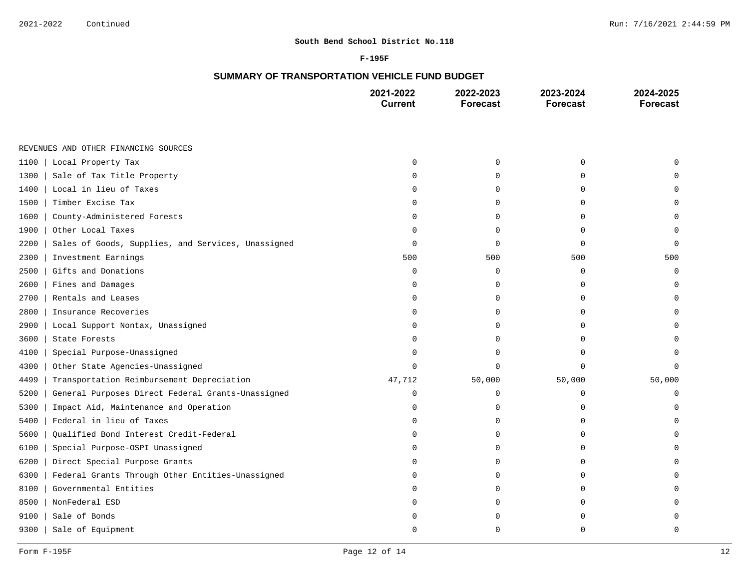**South Bend School District No.118**

**F-195F**

## SUMMARY OF TRANSPORTATION VEHICLE FUND BUDGET

| | 2021-2022 Current | 2022-2023 Forecast | 2023-2024 Forecast | 2024-2025 Forecast |
|---|---|---|---|---|
| REVENUES AND OTHER FINANCING SOURCES | | | | |
| 1100 \| Local Property Tax | 0 | 0 | 0 | 0 |
| 1300 \| Sale of Tax Title Property | 0 | 0 | 0 | 0 |
| 1400 \| Local in lieu of Taxes | 0 | 0 | 0 | 0 |
| 1500 \| Timber Excise Tax | 0 | 0 | 0 | 0 |
| 1600 \| County-Administered Forests | 0 | 0 | 0 | 0 |
| 1900 \| Other Local Taxes | 0 | 0 | 0 | 0 |
| 2200 \| Sales of Goods, Supplies, and Services, Unassigned | 0 | 0 | 0 | 0 |
| 2300 \| Investment Earnings | 500 | 500 | 500 | 500 |
| 2500 \| Gifts and Donations | 0 | 0 | 0 | 0 |
| 2600 \| Fines and Damages | 0 | 0 | 0 | 0 |
| 2700 \| Rentals and Leases | 0 | 0 | 0 | 0 |
| 2800 \| Insurance Recoveries | 0 | 0 | 0 | 0 |
| 2900 \| Local Support Nontax, Unassigned | 0 | 0 | 0 | 0 |
| 3600 \| State Forests | 0 | 0 | 0 | 0 |
| 4100 \| Special Purpose-Unassigned | 0 | 0 | 0 | 0 |
| 4300 \| Other State Agencies-Unassigned | 0 | 0 | 0 | 0 |
| 4499 \| Transportation Reimbursement Depreciation | 47,712 | 50,000 | 50,000 | 50,000 |
| 5200 \| General Purposes Direct Federal Grants-Unassigned | 0 | 0 | 0 | 0 |
| 5300 \| Impact Aid, Maintenance and Operation | 0 | 0 | 0 | 0 |
| 5400 \| Federal in lieu of Taxes | 0 | 0 | 0 | 0 |
| 5600 \| Qualified Bond Interest Credit-Federal | 0 | 0 | 0 | 0 |
| 6100 \| Special Purpose-OSPI Unassigned | 0 | 0 | 0 | 0 |
| 6200 \| Direct Special Purpose Grants | 0 | 0 | 0 | 0 |
| 6300 \| Federal Grants Through Other Entities-Unassigned | 0 | 0 | 0 | 0 |
| 8100 \| Governmental Entities | 0 | 0 | 0 | 0 |
| 8500 \| NonFederal ESD | 0 | 0 | 0 | 0 |
| 9100 \| Sale of Bonds | 0 | 0 | 0 | 0 |
| 9300 \| Sale of Equipment | 0 | 0 | 0 | 0 |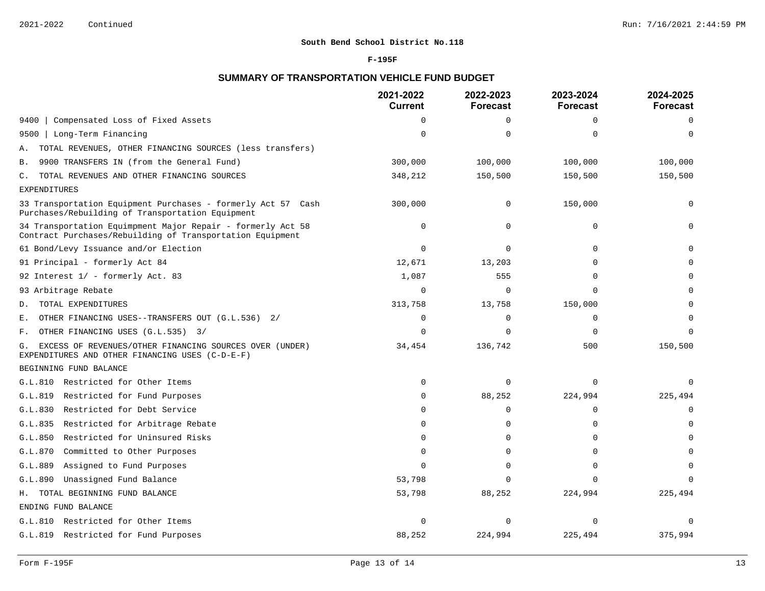2021-2022 Continued

**South Bend School District No.118**

**F-195F**

## SUMMARY OF TRANSPORTATION VEHICLE FUND BUDGET

| | 2021-2022 Current | 2022-2023 Forecast | 2023-2024 Forecast | 2024-2025 Forecast |
|---|---|---|---|---|
| 9400 \| Compensated Loss of Fixed Assets | 0 | 0 | 0 | 0 |
| 9500 \| Long-Term Financing | 0 | 0 | 0 | 0 |
| A. TOTAL REVENUES, OTHER FINANCING SOURCES (less transfers) | | | | |
| B. 9900 TRANSFERS IN (from the General Fund) | 300,000 | 100,000 | 100,000 | 100,000 |
| C. TOTAL REVENUES AND OTHER FINANCING SOURCES | 348,212 | 150,500 | 150,500 | 150,500 |
| EXPENDITURES | | | | |
| 33 Transportation Equipment Purchases - formerly Act 57 Cash Purchases/Rebuilding of Transportation Equipment | 300,000 | 0 | 150,000 | 0 |
| 34 Transportation Equimpment Major Repair - formerly Act 58 Contract Purchases/Rebuilding of Transportation Equipment | 0 | 0 | 0 | 0 |
| 61 Bond/Levy Issuance and/or Election | 0 | 0 | 0 | 0 |
| 91 Principal - formerly Act 84 | 12,671 | 13,203 | 0 | 0 |
| 92 Interest 1/ - formerly Act. 83 | 1,087 | 555 | 0 | 0 |
| 93 Arbitrage Rebate | 0 | 0 | 0 | 0 |
| D. TOTAL EXPENDITURES | 313,758 | 13,758 | 150,000 | 0 |
| E. OTHER FINANCING USES--TRANSFERS OUT (G.L.536) 2/ | 0 | 0 | 0 | 0 |
| F. OTHER FINANCING USES (G.L.535) 3/ | 0 | 0 | 0 | 0 |
| G. EXCESS OF REVENUES/OTHER FINANCING SOURCES OVER (UNDER) EXPENDITURES AND OTHER FINANCING USES (C-D-E-F) | 34,454 | 136,742 | 500 | 150,500 |
| BEGINNING FUND BALANCE | | | | |
| G.L.810 Restricted for Other Items | 0 | 0 | 0 | 0 |
| G.L.819 Restricted for Fund Purposes | 0 | 88,252 | 224,994 | 225,494 |
| G.L.830 Restricted for Debt Service | 0 | 0 | 0 | 0 |
| G.L.835 Restricted for Arbitrage Rebate | 0 | 0 | 0 | 0 |
| G.L.850 Restricted for Uninsured Risks | 0 | 0 | 0 | 0 |
| G.L.870 Committed to Other Purposes | 0 | 0 | 0 | 0 |
| G.L.889 Assigned to Fund Purposes | 0 | 0 | 0 | 0 |
| G.L.890 Unassigned Fund Balance | 53,798 | 0 | 0 | 0 |
| H. TOTAL BEGINNING FUND BALANCE | 53,798 | 88,252 | 224,994 | 225,494 |
| ENDING FUND BALANCE | | | | |
| G.L.810 Restricted for Other Items | 0 | 0 | 0 | 0 |
| G.L.819 Restricted for Fund Purposes | 88,252 | 224,994 | 225,494 | 375,994 |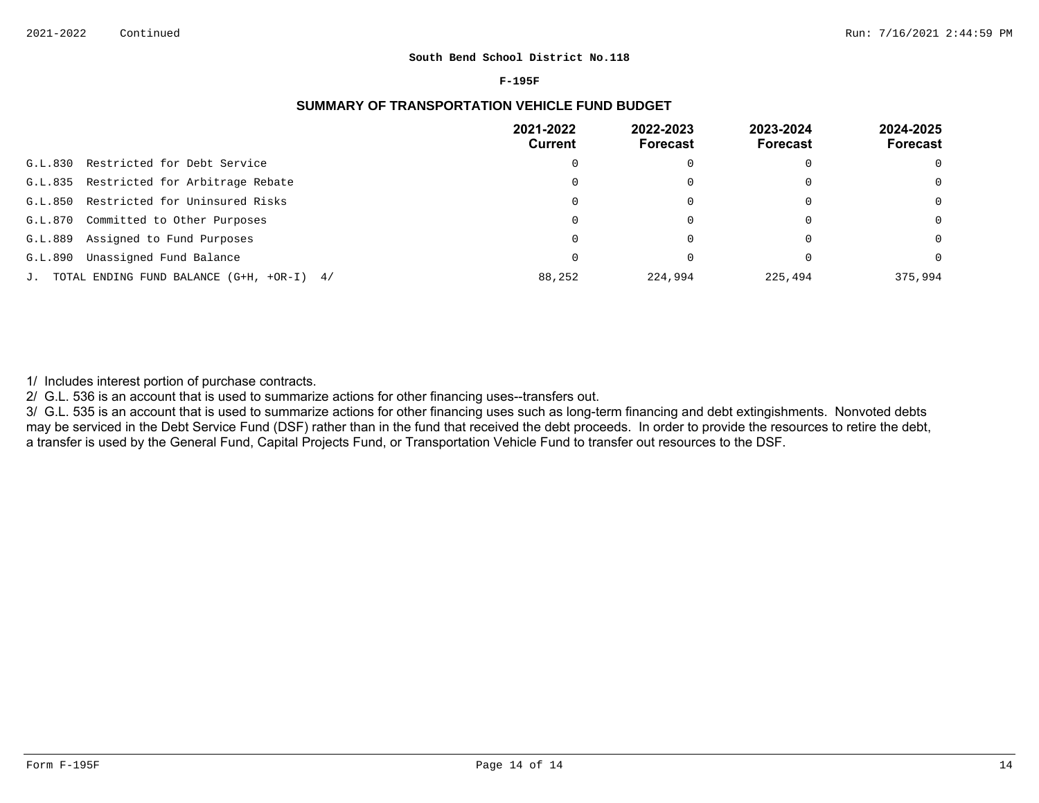South Bend School District No.118

F-195F

## SUMMARY OF TRANSPORTATION VEHICLE FUND BUDGET

| | 2021-2022 Current | 2022-2023 Forecast | 2023-2024 Forecast | 2024-2025 Forecast |
|---|---|---|---|---|
| G.L.830 Restricted for Debt Service | 0 | 0 | 0 | 0 |
| G.L.835 Restricted for Arbitrage Rebate | 0 | 0 | 0 | 0 |
| G.L.850 Restricted for Uninsured Risks | 0 | 0 | 0 | 0 |
| G.L.870 Committed to Other Purposes | 0 | 0 | 0 | 0 |
| G.L.889 Assigned to Fund Purposes | 0 | 0 | 0 | 0 |
| G.L.890 Unassigned Fund Balance | 0 | 0 | 0 | 0 |
| J. TOTAL ENDING FUND BALANCE (G+H, +OR-I) 4/ | 88,252 | 224,994 | 225,494 | 375,994 |

1/ Includes interest portion of purchase contracts.

2/ G.L. 536 is an account that is used to summarize actions for other financing uses--transfers out.

3/ G.L. 535 is an account that is used to summarize actions for other financing uses such as long-term financing and debt extingishments. Nonvoted debts may be serviced in the Debt Service Fund (DSF) rather than in the fund that received the debt proceeds. In order to provide the resources to retire the debt, a transfer is used by the General Fund, Capital Projects Fund, or Transportation Vehicle Fund to transfer out resources to the DSF.